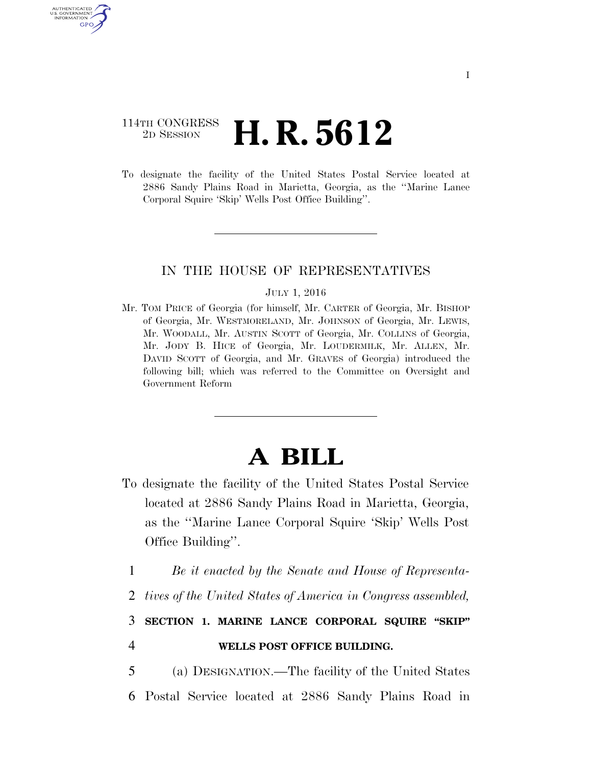114TH CONGRESS
2D SESSION

# H. R. 5612

To designate the facility of the United States Postal Service located at 2886 Sandy Plains Road in Marietta, Georgia, as the ''Marine Lance Corporal Squire 'Skip' Wells Post Office Building''.

---

IN THE HOUSE OF REPRESENTATIVES

JULY 1, 2016

Mr. TOM PRICE of Georgia (for himself, Mr. CARTER of Georgia, Mr. BISHOP of Georgia, Mr. WESTMORELAND, Mr. JOHNSON of Georgia, Mr. LEWIS, Mr. WOODALL, Mr. AUSTIN SCOTT of Georgia, Mr. COLLINS of Georgia, Mr. JODY B. HICE of Georgia, Mr. LOUDERMILK, Mr. ALLEN, Mr. DAVID SCOTT of Georgia, and Mr. GRAVES of Georgia) introduced the following bill; which was referred to the Committee on Oversight and Government Reform

---

# A BILL

To designate the facility of the United States Postal Service located at 2886 Sandy Plains Road in Marietta, Georgia, as the ''Marine Lance Corporal Squire 'Skip' Wells Post Office Building''.

1 *Be it enacted by the Senate and House of Representa-*
2 *tives of the United States of America in Congress assembled,*

3 **SECTION 1. MARINE LANCE CORPORAL SQUIRE "SKIP"**
4 **WELLS POST OFFICE BUILDING.**

5 (a) DESIGNATION.—The facility of the United States
6 Postal Service located at 2886 Sandy Plains Road in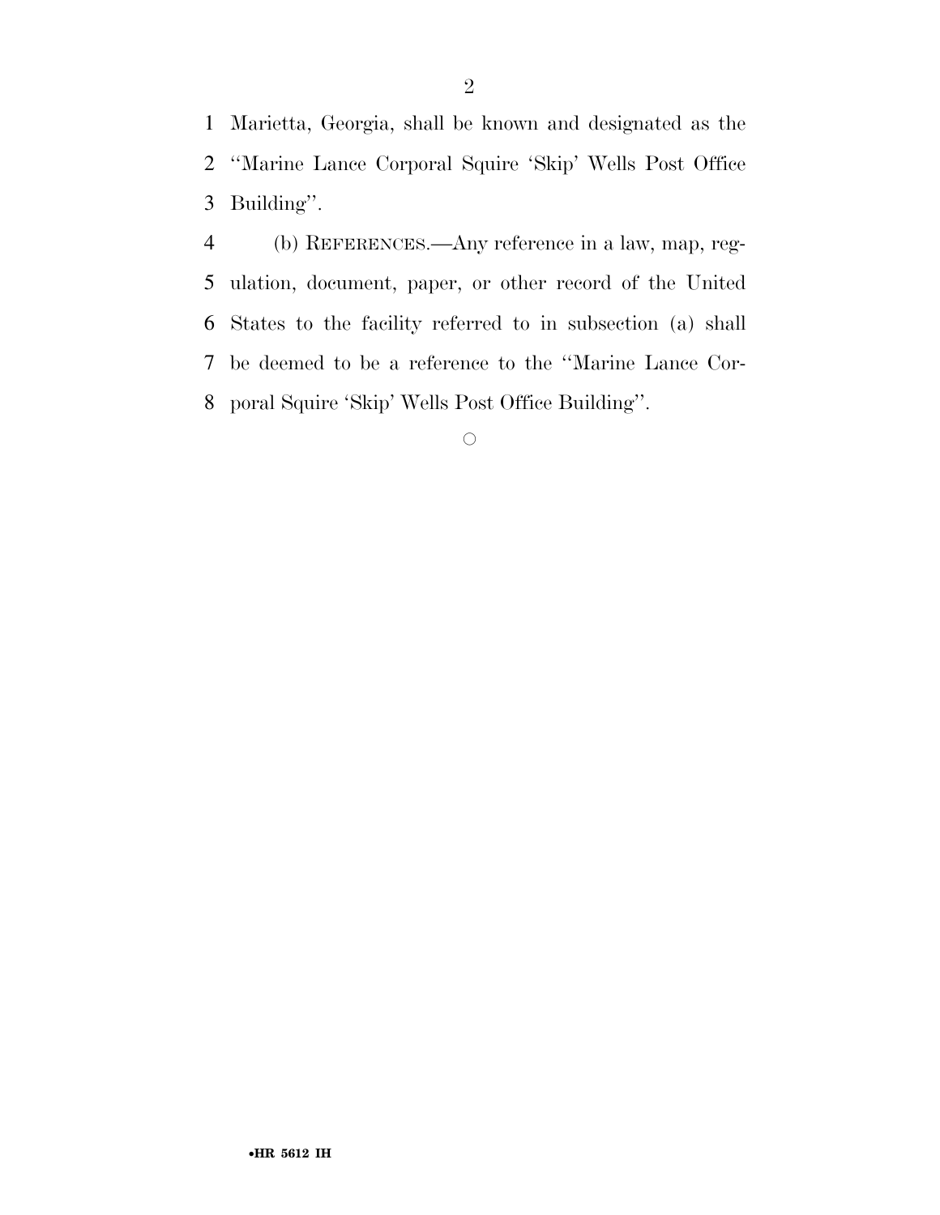Marietta, Georgia, shall be known and designated as the "Marine Lance Corporal Squire 'Skip' Wells Post Office Building".

(b) REFERENCES.—Any reference in a law, map, regulation, document, paper, or other record of the United States to the facility referred to in subsection (a) shall be deemed to be a reference to the "Marine Lance Corporal Squire 'Skip' Wells Post Office Building".

○